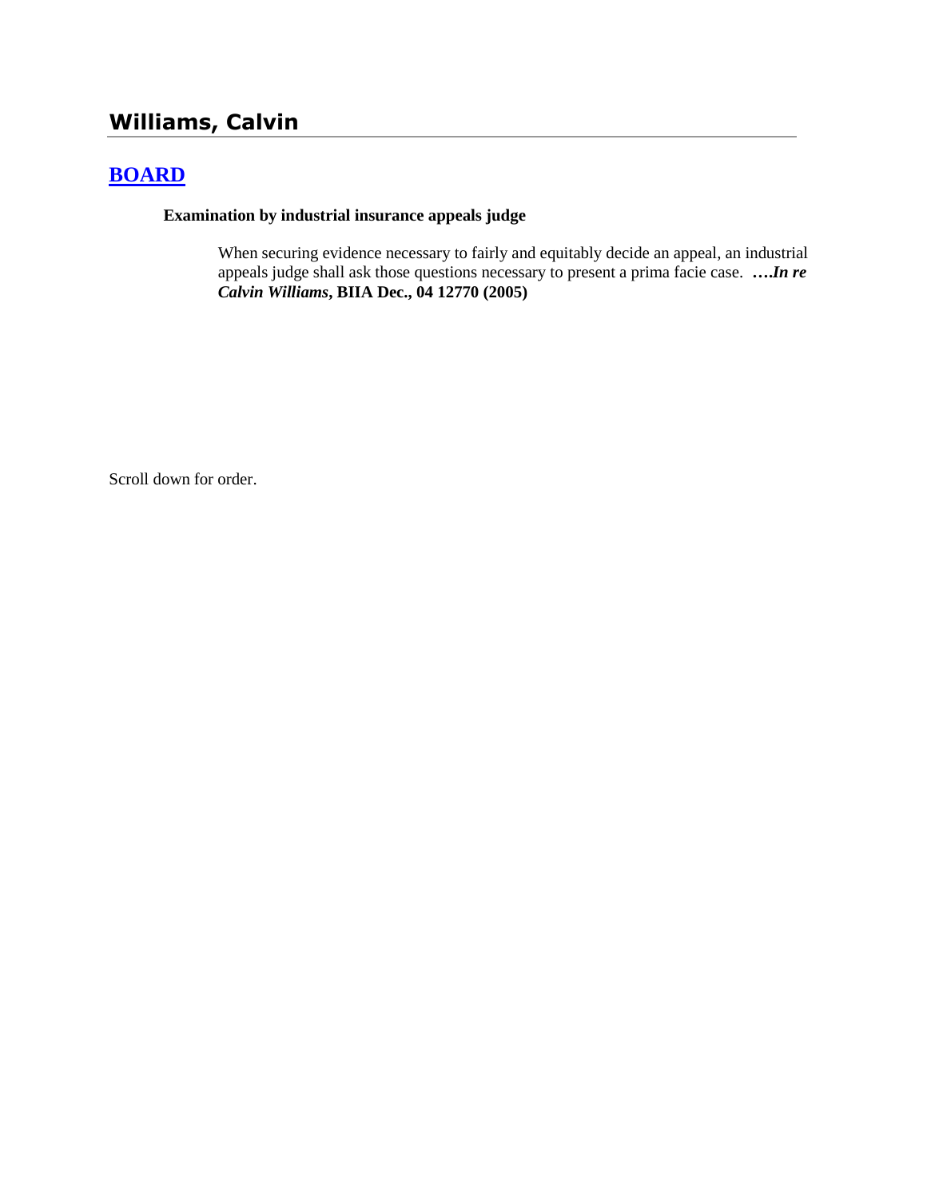# Williams, Calvin

## BOARD

**Examination by industrial insurance appeals judge**

When securing evidence necessary to fairly and equitably decide an appeal, an industrial appeals judge shall ask those questions necessary to present a prima facie case. **….*In re Calvin Williams*, BIIA Dec., 04 12770 (2005)**

Scroll down for order.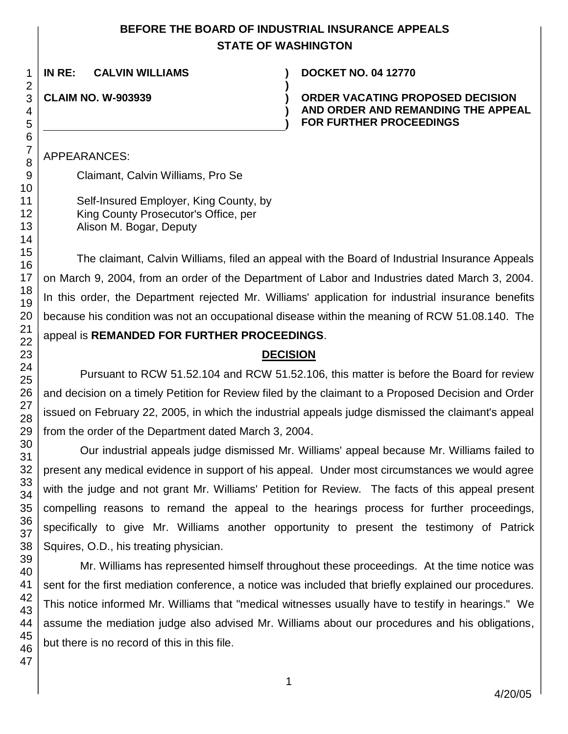**BEFORE THE BOARD OF INDUSTRIAL INSURANCE APPEALS**
**STATE OF WASHINGTON**

| | | |
|---|---|---|
| **IN RE: CALVIN WILLIAMS** | **)** | **DOCKET NO. 04 12770** |
| | **)** | |
| **CLAIM NO. W-903939** | **)** | **ORDER VACATING PROPOSED DECISION AND ORDER AND REMANDING THE APPEAL FOR FURTHER PROCEEDINGS** |

APPEARANCES:

Claimant, Calvin Williams, Pro Se

Self-Insured Employer, King County, by
King County Prosecutor's Office, per
Alison M. Bogar, Deputy

The claimant, Calvin Williams, filed an appeal with the Board of Industrial Insurance Appeals on March 9, 2004, from an order of the Department of Labor and Industries dated March 3, 2004. In this order, the Department rejected Mr. Williams' application for industrial insurance benefits because his condition was not an occupational disease within the meaning of RCW 51.08.140. The appeal is **REMANDED FOR FURTHER PROCEEDINGS**.

## DECISION

Pursuant to RCW 51.52.104 and RCW 51.52.106, this matter is before the Board for review and decision on a timely Petition for Review filed by the claimant to a Proposed Decision and Order issued on February 22, 2005, in which the industrial appeals judge dismissed the claimant's appeal from the order of the Department dated March 3, 2004.

Our industrial appeals judge dismissed Mr. Williams' appeal because Mr. Williams failed to present any medical evidence in support of his appeal. Under most circumstances we would agree with the judge and not grant Mr. Williams' Petition for Review. The facts of this appeal present compelling reasons to remand the appeal to the hearings process for further proceedings, specifically to give Mr. Williams another opportunity to present the testimony of Patrick Squires, O.D., his treating physician.

Mr. Williams has represented himself throughout these proceedings. At the time notice was sent for the first mediation conference, a notice was included that briefly explained our procedures. This notice informed Mr. Williams that "medical witnesses usually have to testify in hearings." We assume the mediation judge also advised Mr. Williams about our procedures and his obligations, but there is no record of this in this file.

4/20/05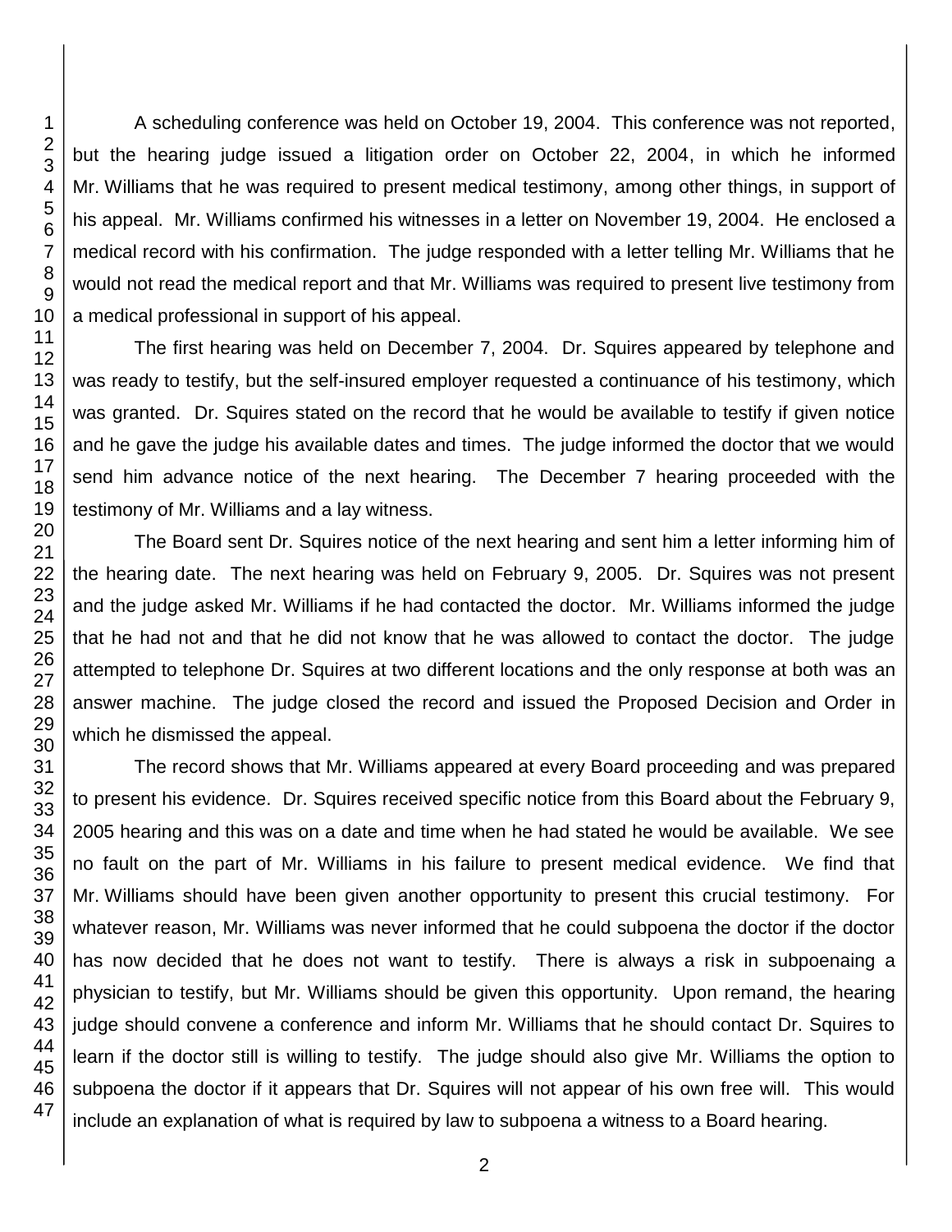A scheduling conference was held on October 19, 2004. This conference was not reported, but the hearing judge issued a litigation order on October 22, 2004, in which he informed Mr. Williams that he was required to present medical testimony, among other things, in support of his appeal. Mr. Williams confirmed his witnesses in a letter on November 19, 2004. He enclosed a medical record with his confirmation. The judge responded with a letter telling Mr. Williams that he would not read the medical report and that Mr. Williams was required to present live testimony from a medical professional in support of his appeal.

The first hearing was held on December 7, 2004. Dr. Squires appeared by telephone and was ready to testify, but the self-insured employer requested a continuance of his testimony, which was granted. Dr. Squires stated on the record that he would be available to testify if given notice and he gave the judge his available dates and times. The judge informed the doctor that we would send him advance notice of the next hearing. The December 7 hearing proceeded with the testimony of Mr. Williams and a lay witness.

The Board sent Dr. Squires notice of the next hearing and sent him a letter informing him of the hearing date. The next hearing was held on February 9, 2005. Dr. Squires was not present and the judge asked Mr. Williams if he had contacted the doctor. Mr. Williams informed the judge that he had not and that he did not know that he was allowed to contact the doctor. The judge attempted to telephone Dr. Squires at two different locations and the only response at both was an answer machine. The judge closed the record and issued the Proposed Decision and Order in which he dismissed the appeal.

The record shows that Mr. Williams appeared at every Board proceeding and was prepared to present his evidence. Dr. Squires received specific notice from this Board about the February 9, 2005 hearing and this was on a date and time when he had stated he would be available. We see no fault on the part of Mr. Williams in his failure to present medical evidence. We find that Mr. Williams should have been given another opportunity to present this crucial testimony. For whatever reason, Mr. Williams was never informed that he could subpoena the doctor if the doctor has now decided that he does not want to testify. There is always a risk in subpoenaing a physician to testify, but Mr. Williams should be given this opportunity. Upon remand, the hearing judge should convene a conference and inform Mr. Williams that he should contact Dr. Squires to learn if the doctor still is willing to testify. The judge should also give Mr. Williams the option to subpoena the doctor if it appears that Dr. Squires will not appear of his own free will. This would include an explanation of what is required by law to subpoena a witness to a Board hearing.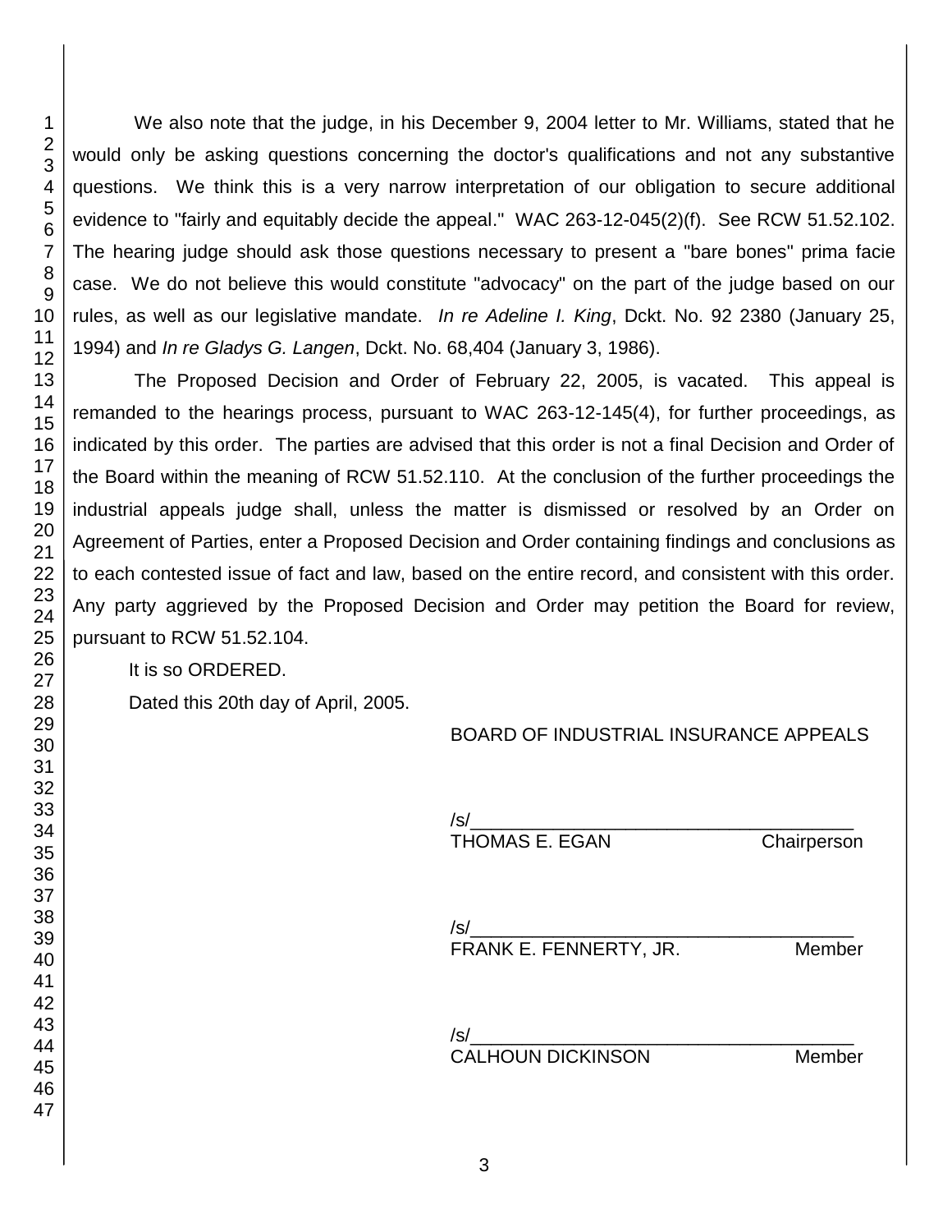We also note that the judge, in his December 9, 2004 letter to Mr. Williams, stated that he would only be asking questions concerning the doctor's qualifications and not any substantive questions. We think this is a very narrow interpretation of our obligation to secure additional evidence to "fairly and equitably decide the appeal." WAC 263-12-045(2)(f). See RCW 51.52.102. The hearing judge should ask those questions necessary to present a "bare bones" prima facie case. We do not believe this would constitute "advocacy" on the part of the judge based on our rules, as well as our legislative mandate. *In re Adeline I. King*, Dckt. No. 92 2380 (January 25, 1994) and *In re Gladys G. Langen*, Dckt. No. 68,404 (January 3, 1986).

The Proposed Decision and Order of February 22, 2005, is vacated. This appeal is remanded to the hearings process, pursuant to WAC 263-12-145(4), for further proceedings, as indicated by this order. The parties are advised that this order is not a final Decision and Order of the Board within the meaning of RCW 51.52.110. At the conclusion of the further proceedings the industrial appeals judge shall, unless the matter is dismissed or resolved by an Order on Agreement of Parties, enter a Proposed Decision and Order containing findings and conclusions as to each contested issue of fact and law, based on the entire record, and consistent with this order. Any party aggrieved by the Proposed Decision and Order may petition the Board for review, pursuant to RCW 51.52.104.

It is so ORDERED.

Dated this 20th day of April, 2005.

BOARD OF INDUSTRIAL INSURANCE APPEALS

/s/
THOMAS E. EGAN — Chairperson

/s/
FRANK E. FENNERTY, JR. — Member

/s/
CALHOUN DICKINSON — Member